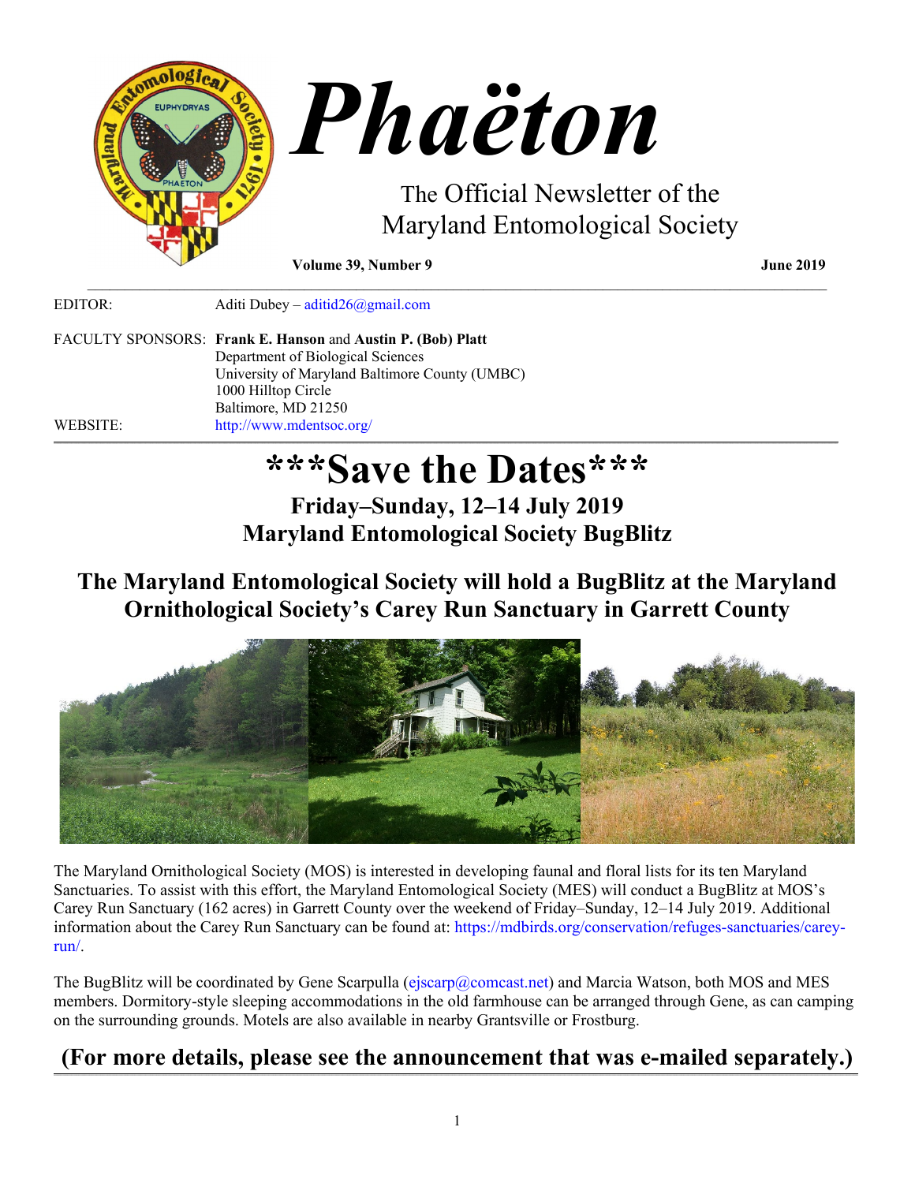# Phaëton

The Official Newsletter of the Maryland Entomological Society

**Volume 39, Number 9** **June 2019**

EDITOR: Aditi Dubey – aditid26@gmail.com

FACULTY SPONSORS: **Frank E. Hanson** and **Austin P. (Bob) Platt**
Department of Biological Sciences
University of Maryland Baltimore County (UMBC)
1000 Hilltop Circle
Baltimore, MD 21250

WEBSITE: http://www.mdentsoc.org/

---

# ***Save the Dates***

## Friday–Sunday, 12–14 July 2019
## Maryland Entomological Society BugBlitz

## The Maryland Entomological Society will hold a BugBlitz at the Maryland Ornithological Society's Carey Run Sanctuary in Garrett County

The Maryland Ornithological Society (MOS) is interested in developing faunal and floral lists for its ten Maryland Sanctuaries. To assist with this effort, the Maryland Entomological Society (MES) will conduct a BugBlitz at MOS's Carey Run Sanctuary (162 acres) in Garrett County over the weekend of Friday–Sunday, 12–14 July 2019. Additional information about the Carey Run Sanctuary can be found at: https://mdbirds.org/conservation/refuges-sanctuaries/carey-run/.

The BugBlitz will be coordinated by Gene Scarpulla (ejscarp@comcast.net) and Marcia Watson, both MOS and MES members. Dormitory-style sleeping accommodations in the old farmhouse can be arranged through Gene, as can camping on the surrounding grounds. Motels are also available in nearby Grantsville or Frostburg.

**(For more details, please see the announcement that was e-mailed separately.)**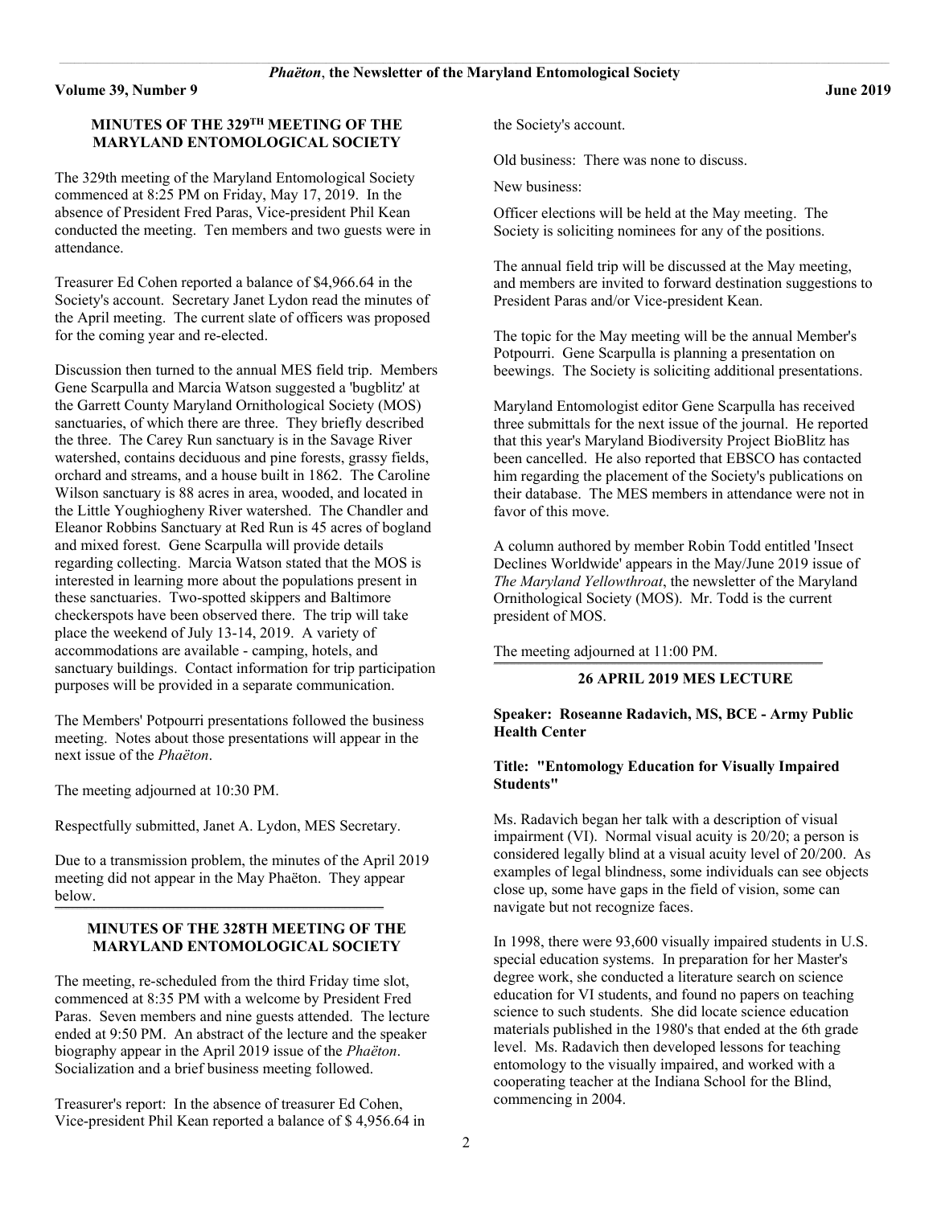## MINUTES OF THE 329TH MEETING OF THE MARYLAND ENTOMOLOGICAL SOCIETY

The 329th meeting of the Maryland Entomological Society commenced at 8:25 PM on Friday, May 17, 2019. In the absence of President Fred Paras, Vice-president Phil Kean conducted the meeting. Ten members and two guests were in attendance.

Treasurer Ed Cohen reported a balance of $4,966.64 in the Society's account. Secretary Janet Lydon read the minutes of the April meeting. The current slate of officers was proposed for the coming year and re-elected.

Discussion then turned to the annual MES field trip. Members Gene Scarpulla and Marcia Watson suggested a 'bugblitz' at the Garrett County Maryland Ornithological Society (MOS) sanctuaries, of which there are three. They briefly described the three. The Carey Run sanctuary is in the Savage River watershed, contains deciduous and pine forests, grassy fields, orchard and streams, and a house built in 1862. The Caroline Wilson sanctuary is 88 acres in area, wooded, and located in the Little Youghiogheny River watershed. The Chandler and Eleanor Robbins Sanctuary at Red Run is 45 acres of bogland and mixed forest. Gene Scarpulla will provide details regarding collecting. Marcia Watson stated that the MOS is interested in learning more about the populations present in these sanctuaries. Two-spotted skippers and Baltimore checkerspots have been observed there. The trip will take place the weekend of July 13-14, 2019. A variety of accommodations are available - camping, hotels, and sanctuary buildings. Contact information for trip participation purposes will be provided in a separate communication.

The Members' Potpourri presentations followed the business meeting. Notes about those presentations will appear in the next issue of the *Phaëton*.

The meeting adjourned at 10:30 PM.

Respectfully submitted, Janet A. Lydon, MES Secretary.

Due to a transmission problem, the minutes of the April 2019 meeting did not appear in the May Phaëton. They appear below.

## MINUTES OF THE 328TH MEETING OF THE MARYLAND ENTOMOLOGICAL SOCIETY

The meeting, re-scheduled from the third Friday time slot, commenced at 8:35 PM with a welcome by President Fred Paras. Seven members and nine guests attended. The lecture ended at 9:50 PM. An abstract of the lecture and the speaker biography appear in the April 2019 issue of the *Phaëton*. Socialization and a brief business meeting followed.

Treasurer's report: In the absence of treasurer Ed Cohen, Vice-president Phil Kean reported a balance of $ 4,956.64 in the Society's account.

Old business: There was none to discuss.

New business:

Officer elections will be held at the May meeting. The Society is soliciting nominees for any of the positions.

The annual field trip will be discussed at the May meeting, and members are invited to forward destination suggestions to President Paras and/or Vice-president Kean.

The topic for the May meeting will be the annual Member's Potpourri. Gene Scarpulla is planning a presentation on beewings. The Society is soliciting additional presentations.

Maryland Entomologist editor Gene Scarpulla has received three submittals for the next issue of the journal. He reported that this year's Maryland Biodiversity Project BioBlitz has been cancelled. He also reported that EBSCO has contacted him regarding the placement of the Society's publications on their database. The MES members in attendance were not in favor of this move.

A column authored by member Robin Todd entitled 'Insect Declines Worldwide' appears in the May/June 2019 issue of *The Maryland Yellowthroat*, the newsletter of the Maryland Ornithological Society (MOS). Mr. Todd is the current president of MOS.

The meeting adjourned at 11:00 PM.

## 26 APRIL 2019 MES LECTURE

**Speaker: Roseanne Radavich, MS, BCE - Army Public Health Center**

**Title: "Entomology Education for Visually Impaired Students"**

Ms. Radavich began her talk with a description of visual impairment (VI). Normal visual acuity is 20/20; a person is considered legally blind at a visual acuity level of 20/200. As examples of legal blindness, some individuals can see objects close up, some have gaps in the field of vision, some can navigate but not recognize faces.

In 1998, there were 93,600 visually impaired students in U.S. special education systems. In preparation for her Master's degree work, she conducted a literature search on science education for VI students, and found no papers on teaching science to such students. She did locate science education materials published in the 1980's that ended at the 6th grade level. Ms. Radavich then developed lessons for teaching entomology to the visually impaired, and worked with a cooperating teacher at the Indiana School for the Blind, commencing in 2004.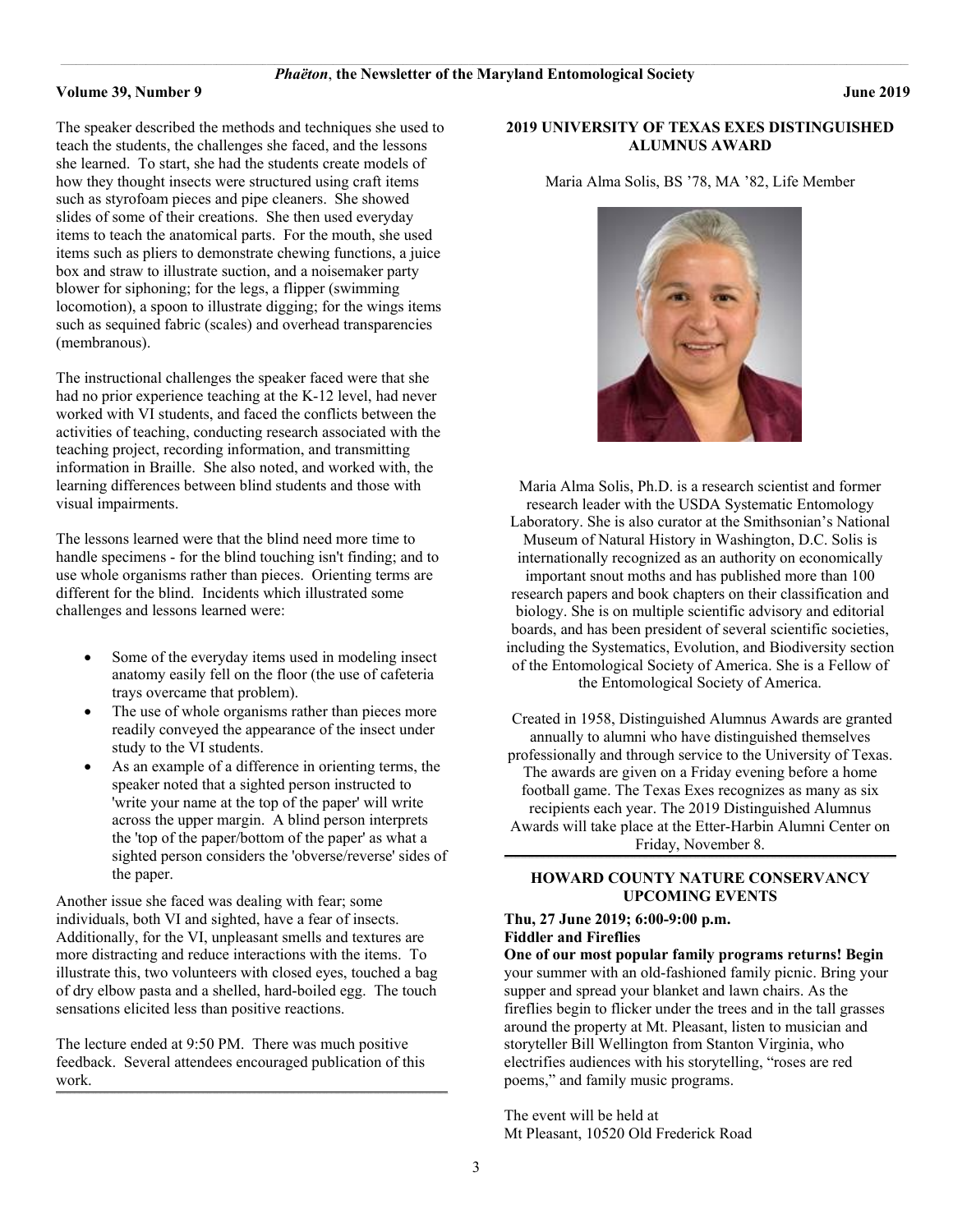The speaker described the methods and techniques she used to teach the students, the challenges she faced, and the lessons she learned. To start, she had the students create models of how they thought insects were structured using craft items such as styrofoam pieces and pipe cleaners. She showed slides of some of their creations. She then used everyday items to teach the anatomical parts. For the mouth, she used items such as pliers to demonstrate chewing functions, a juice box and straw to illustrate suction, and a noisemaker party blower for siphoning; for the legs, a flipper (swimming locomotion), a spoon to illustrate digging; for the wings items such as sequined fabric (scales) and overhead transparencies (membranous).

The instructional challenges the speaker faced were that she had no prior experience teaching at the K-12 level, had never worked with VI students, and faced the conflicts between the activities of teaching, conducting research associated with the teaching project, recording information, and transmitting information in Braille. She also noted, and worked with, the learning differences between blind students and those with visual impairments.

The lessons learned were that the blind need more time to handle specimens - for the blind touching isn't finding; and to use whole organisms rather than pieces. Orienting terms are different for the blind. Incidents which illustrated some challenges and lessons learned were:

- Some of the everyday items used in modeling insect anatomy easily fell on the floor (the use of cafeteria trays overcame that problem).
- The use of whole organisms rather than pieces more readily conveyed the appearance of the insect under study to the VI students.
- As an example of a difference in orienting terms, the speaker noted that a sighted person instructed to 'write your name at the top of the paper' will write across the upper margin. A blind person interprets the 'top of the paper/bottom of the paper' as what a sighted person considers the 'obverse/reverse' sides of the paper.

Another issue she faced was dealing with fear; some individuals, both VI and sighted, have a fear of insects. Additionally, for the VI, unpleasant smells and textures are more distracting and reduce interactions with the items. To illustrate this, two volunteers with closed eyes, touched a bag of dry elbow pasta and a shelled, hard-boiled egg. The touch sensations elicited less than positive reactions.

The lecture ended at 9:50 PM. There was much positive feedback. Several attendees encouraged publication of this work.

## 2019 UNIVERSITY OF TEXAS EXES DISTINGUISHED ALUMNUS AWARD

Maria Alma Solis, BS '78, MA '82, Life Member

Maria Alma Solis, Ph.D. is a research scientist and former research leader with the USDA Systematic Entomology Laboratory. She is also curator at the Smithsonian's National Museum of Natural History in Washington, D.C. Solis is internationally recognized as an authority on economically important snout moths and has published more than 100 research papers and book chapters on their classification and biology. She is on multiple scientific advisory and editorial boards, and has been president of several scientific societies, including the Systematics, Evolution, and Biodiversity section of the Entomological Society of America. She is a Fellow of the Entomological Society of America.

Created in 1958, Distinguished Alumnus Awards are granted annually to alumni who have distinguished themselves professionally and through service to the University of Texas. The awards are given on a Friday evening before a home football game. The Texas Exes recognizes as many as six recipients each year. The 2019 Distinguished Alumnus Awards will take place at the Etter-Harbin Alumni Center on Friday, November 8.

## HOWARD COUNTY NATURE CONSERVANCY UPCOMING EVENTS

**Thu, 27 June 2019; 6:00-9:00 p.m.**
**Fiddler and Fireflies**

**One of our most popular family programs returns! Begin** your summer with an old-fashioned family picnic. Bring your supper and spread your blanket and lawn chairs. As the fireflies begin to flicker under the trees and in the tall grasses around the property at Mt. Pleasant, listen to musician and storyteller Bill Wellington from Stanton Virginia, who electrifies audiences with his storytelling, "roses are red poems," and family music programs.

The event will be held at
Mt Pleasant, 10520 Old Frederick Road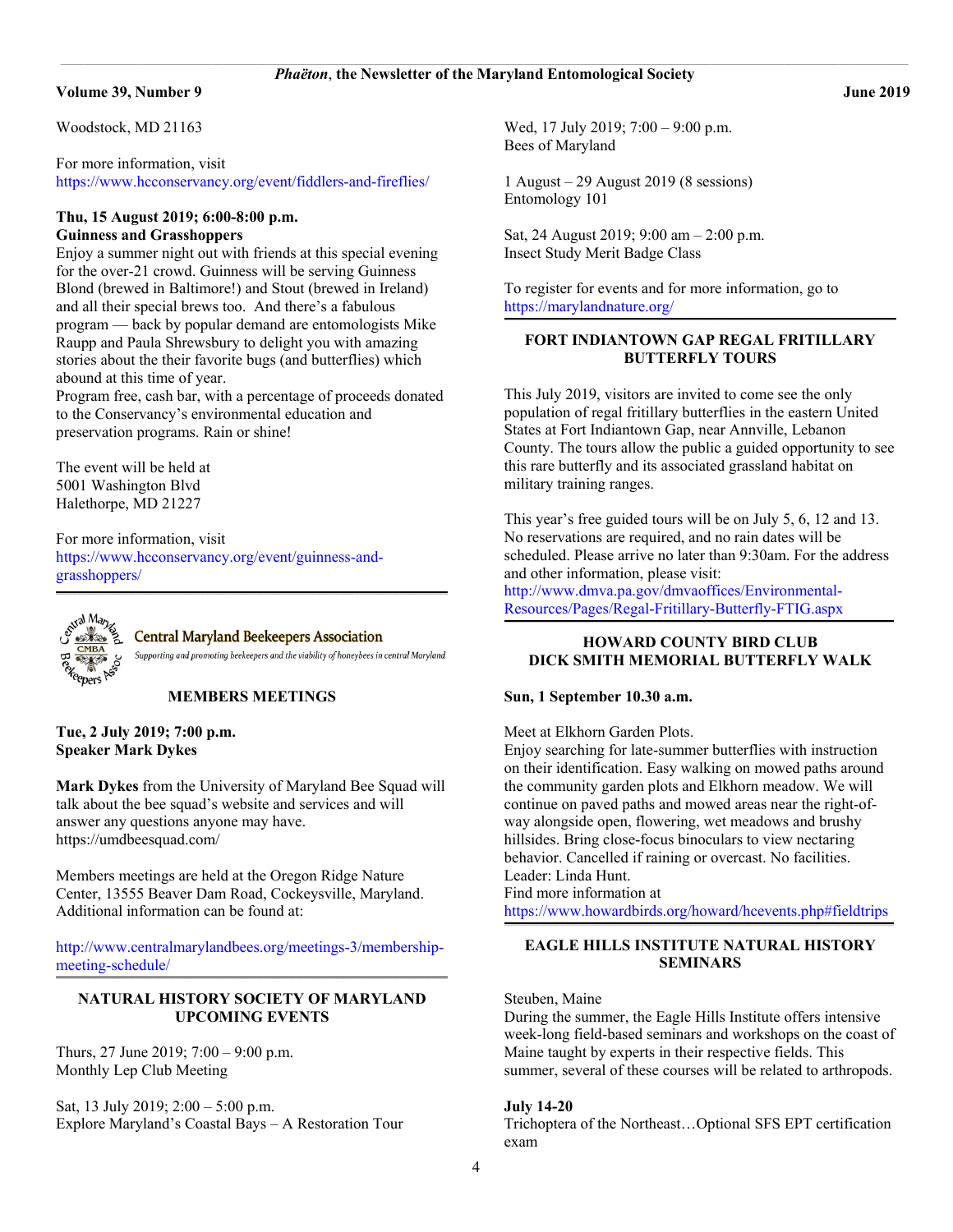Woodstock, MD 21163

For more information, visit https://www.hcconservancy.org/event/fiddlers-and-fireflies/

**Thu, 15 August 2019; 6:00-8:00 p.m.**
**Guinness and Grasshoppers**
Enjoy a summer night out with friends at this special evening for the over-21 crowd. Guinness will be serving Guinness Blond (brewed in Baltimore!) and Stout (brewed in Ireland) and all their special brews too. And there's a fabulous program — back by popular demand are entomologists Mike Raupp and Paula Shrewsbury to delight you with amazing stories about the their favorite bugs (and butterflies) which abound at this time of year.
Program free, cash bar, with a percentage of proceeds donated to the Conservancy's environmental education and preservation programs. Rain or shine!

The event will be held at
5001 Washington Blvd
Halethorpe, MD 21227

For more information, visit https://www.hcconservancy.org/event/guinness-and-grasshoppers/

---

Central Maryland Beekeepers Association
*Supporting and promoting beekeepers and the viability of honeybees in central Maryland*

## MEMBERS MEETINGS

**Tue, 2 July 2019; 7:00 p.m.**
**Speaker Mark Dykes**

**Mark Dykes** from the University of Maryland Bee Squad will talk about the bee squad's website and services and will answer any questions anyone may have.
https://umdbeesquad.com/

Members meetings are held at the Oregon Ridge Nature Center, 13555 Beaver Dam Road, Cockeysville, Maryland. Additional information can be found at:

http://www.centralmarylandbees.org/meetings-3/membership-meeting-schedule/

---

## NATURAL HISTORY SOCIETY OF MARYLAND UPCOMING EVENTS

Thurs, 27 June 2019; 7:00 – 9:00 p.m.
Monthly Lep Club Meeting

Sat, 13 July 2019; 2:00 – 5:00 p.m.
Explore Maryland's Coastal Bays – A Restoration Tour

Wed, 17 July 2019; 7:00 – 9:00 p.m.
Bees of Maryland

1 August – 29 August 2019 (8 sessions)
Entomology 101

Sat, 24 August 2019; 9:00 am – 2:00 p.m.
Insect Study Merit Badge Class

To register for events and for more information, go to https://marylandnature.org/

---

## FORT INDIANTOWN GAP REGAL FRITILLARY BUTTERFLY TOURS

This July 2019, visitors are invited to come see the only population of regal fritillary butterflies in the eastern United States at Fort Indiantown Gap, near Annville, Lebanon County. The tours allow the public a guided opportunity to see this rare butterfly and its associated grassland habitat on military training ranges.

This year's free guided tours will be on July 5, 6, 12 and 13. No reservations are required, and no rain dates will be scheduled. Please arrive no later than 9:30am. For the address and other information, please visit:
http://www.dmva.pa.gov/dmvaoffices/Environmental-Resources/Pages/Regal-Fritillary-Butterfly-FTIG.aspx

---

## HOWARD COUNTY BIRD CLUB DICK SMITH MEMORIAL BUTTERFLY WALK

**Sun, 1 September 10.30 a.m.**

Meet at Elkhorn Garden Plots.
Enjoy searching for late-summer butterflies with instruction on their identification. Easy walking on mowed paths around the community garden plots and Elkhorn meadow. We will continue on paved paths and mowed areas near the right-of-way alongside open, flowering, wet meadows and brushy hillsides. Bring close-focus binoculars to view nectaring behavior. Cancelled if raining or overcast. No facilities.
Leader: Linda Hunt.
Find more information at
https://www.howardbirds.org/howard/hcevents.php#fieldtrips

---

## EAGLE HILLS INSTITUTE NATURAL HISTORY SEMINARS

Steuben, Maine
During the summer, the Eagle Hills Institute offers intensive week-long field-based seminars and workshops on the coast of Maine taught by experts in their respective fields. This summer, several of these courses will be related to arthropods.

**July 14-20**
Trichoptera of the Northeast…Optional SFS EPT certification exam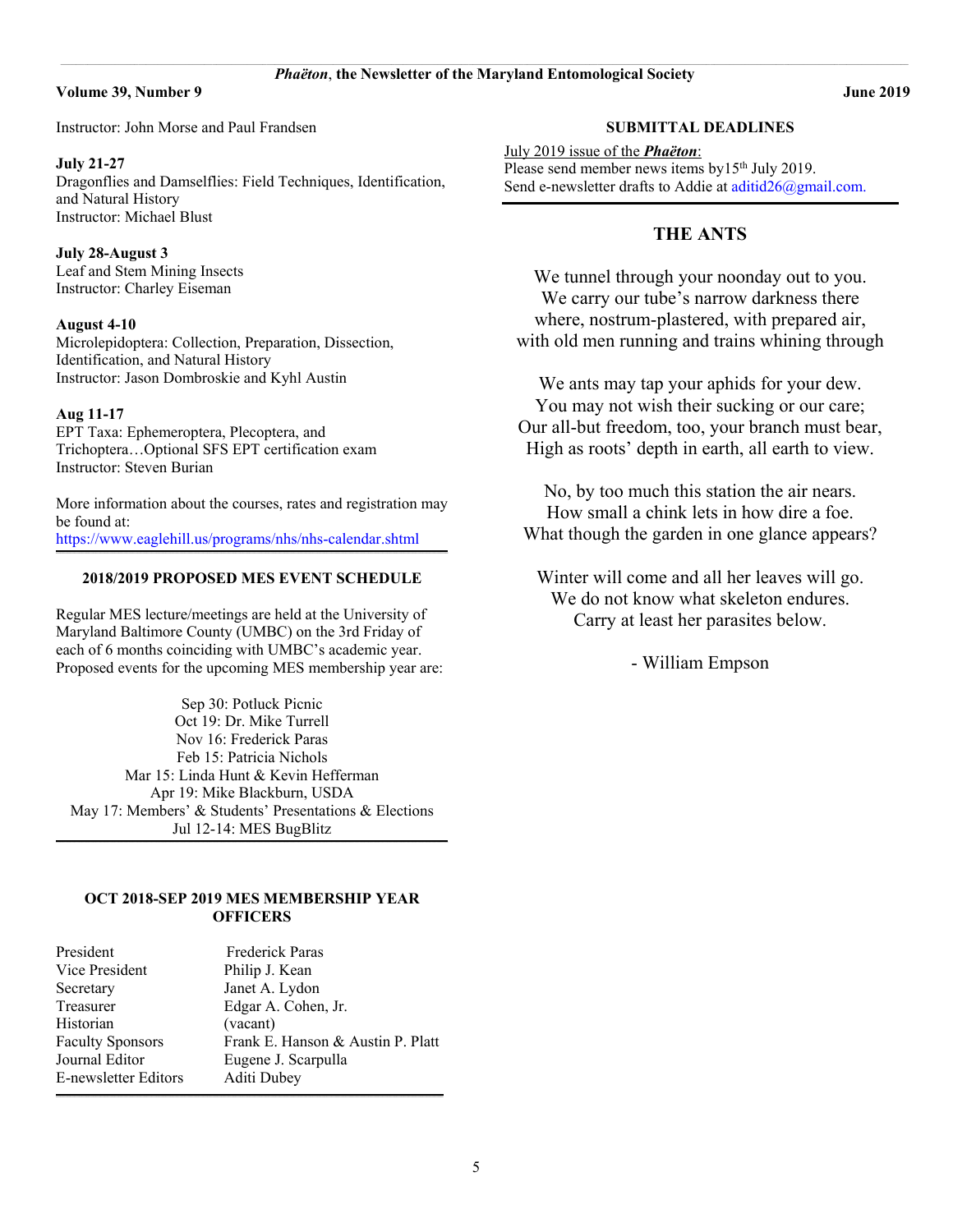Instructor: John Morse and Paul Frandsen

**July 21-27**
Dragonflies and Damselflies: Field Techniques, Identification, and Natural History
Instructor: Michael Blust

**July 28-August 3**
Leaf and Stem Mining Insects
Instructor: Charley Eiseman

**August 4-10**
Microlepidoptera: Collection, Preparation, Dissection, Identification, and Natural History
Instructor: Jason Dombroskie and Kyhl Austin

**Aug 11-17**
EPT Taxa: Ephemeroptera, Plecoptera, and Trichoptera…Optional SFS EPT certification exam
Instructor: Steven Burian

More information about the courses, rates and registration may be found at:
https://www.eaglehill.us/programs/nhs/nhs-calendar.shtml

**2018/2019 PROPOSED MES EVENT SCHEDULE**

Regular MES lecture/meetings are held at the University of Maryland Baltimore County (UMBC) on the 3rd Friday of each of 6 months coinciding with UMBC's academic year. Proposed events for the upcoming MES membership year are:

Sep 30: Potluck Picnic
Oct 19: Dr. Mike Turrell
Nov 16: Frederick Paras
Feb 15: Patricia Nichols
Mar 15: Linda Hunt & Kevin Hefferman
Apr 19: Mike Blackburn, USDA
May 17: Members' & Students' Presentations & Elections
Jul 12-14: MES BugBlitz

**OCT 2018-SEP 2019 MES MEMBERSHIP YEAR OFFICERS**

| | |
|---|---|
| President | Frederick Paras |
| Vice President | Philip J. Kean |
| Secretary | Janet A. Lydon |
| Treasurer | Edgar A. Cohen, Jr. |
| Historian | (vacant) |
| Faculty Sponsors | Frank E. Hanson & Austin P. Platt |
| Journal Editor | Eugene J. Scarpulla |
| E-newsletter Editors | Aditi Dubey |

**SUBMITTAL DEADLINES**

July 2019 issue of the ***Phaëton***:
Please send member news items by15th July 2019.
Send e-newsletter drafts to Addie at aditid26@gmail.com.

## THE ANTS

We tunnel through your noonday out to you.
We carry our tube's narrow darkness there
where, nostrum-plastered, with prepared air,
with old men running and trains whining through

We ants may tap your aphids for your dew.
You may not wish their sucking or our care;
Our all-but freedom, too, your branch must bear,
High as roots' depth in earth, all earth to view.

No, by too much this station the air nears.
How small a chink lets in how dire a foe.
What though the garden in one glance appears?

Winter will come and all her leaves will go.
We do not know what skeleton endures.
Carry at least her parasites below.

- William Empson